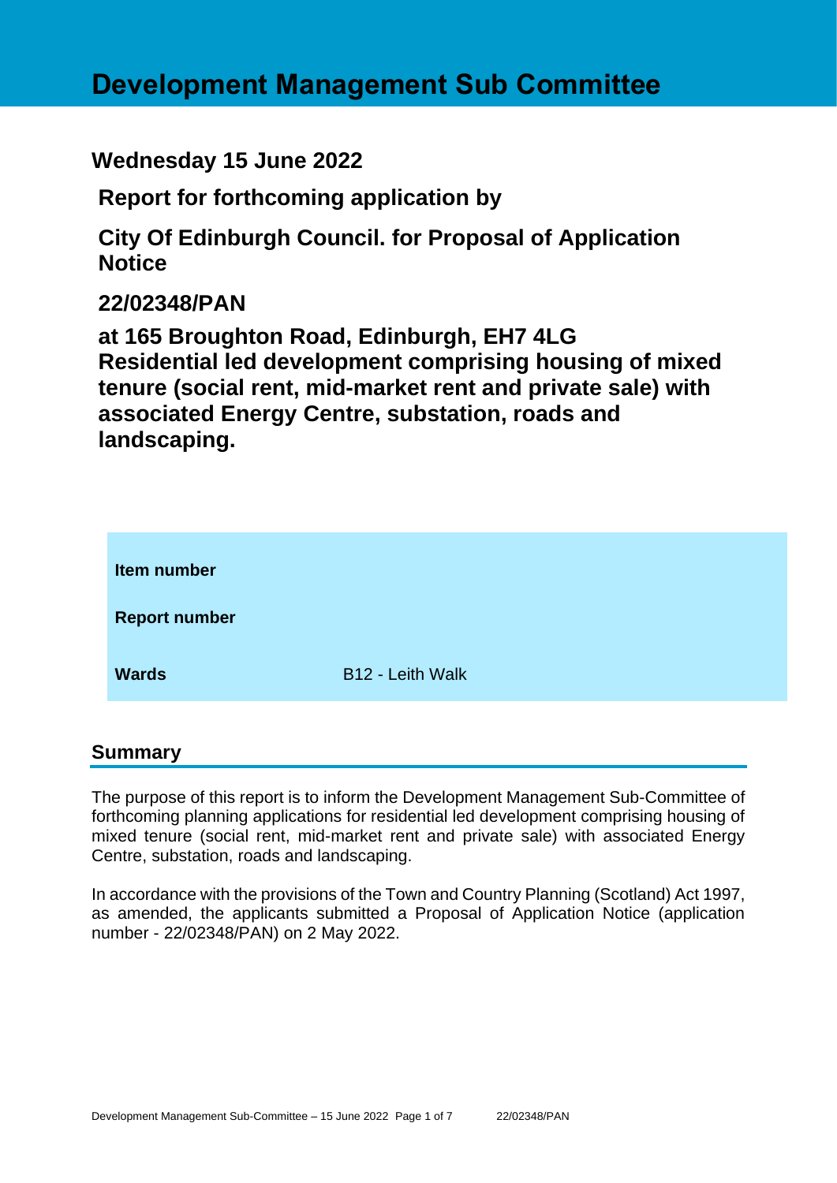# Development Management Sub Committee

## Wednesday 15 June 2022

## Report for forthcoming application by

## City Of Edinburgh Council. for Proposal of Application Notice

## 22/02348/PAN

## at 165 Broughton Road, Edinburgh, EH7 4LG Residential led development comprising housing of mixed tenure (social rent, mid-market rent and private sale) with associated Energy Centre, substation, roads and landscaping.

| | |
|---|---|
| **Item number** | |
| **Report number** | |
| **Wards** | B12 - Leith Walk |

## Summary

The purpose of this report is to inform the Development Management Sub-Committee of forthcoming planning applications for residential led development comprising housing of mixed tenure (social rent, mid-market rent and private sale) with associated Energy Centre, substation, roads and landscaping.

In accordance with the provisions of the Town and Country Planning (Scotland) Act 1997, as amended, the applicants submitted a Proposal of Application Notice (application number - 22/02348/PAN) on 2 May 2022.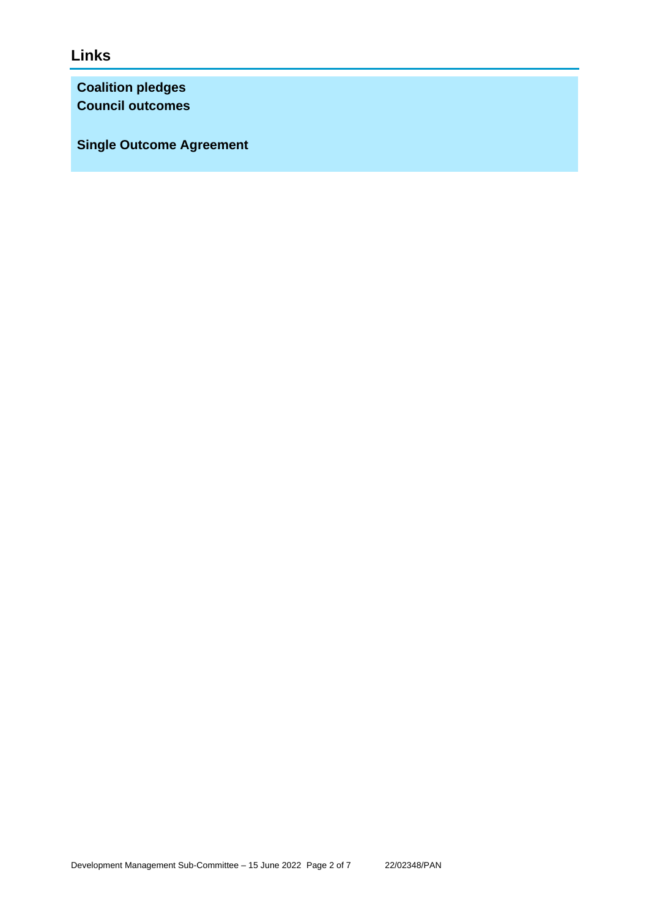## Links

**Coalition pledges**
**Council outcomes**

**Single Outcome Agreement**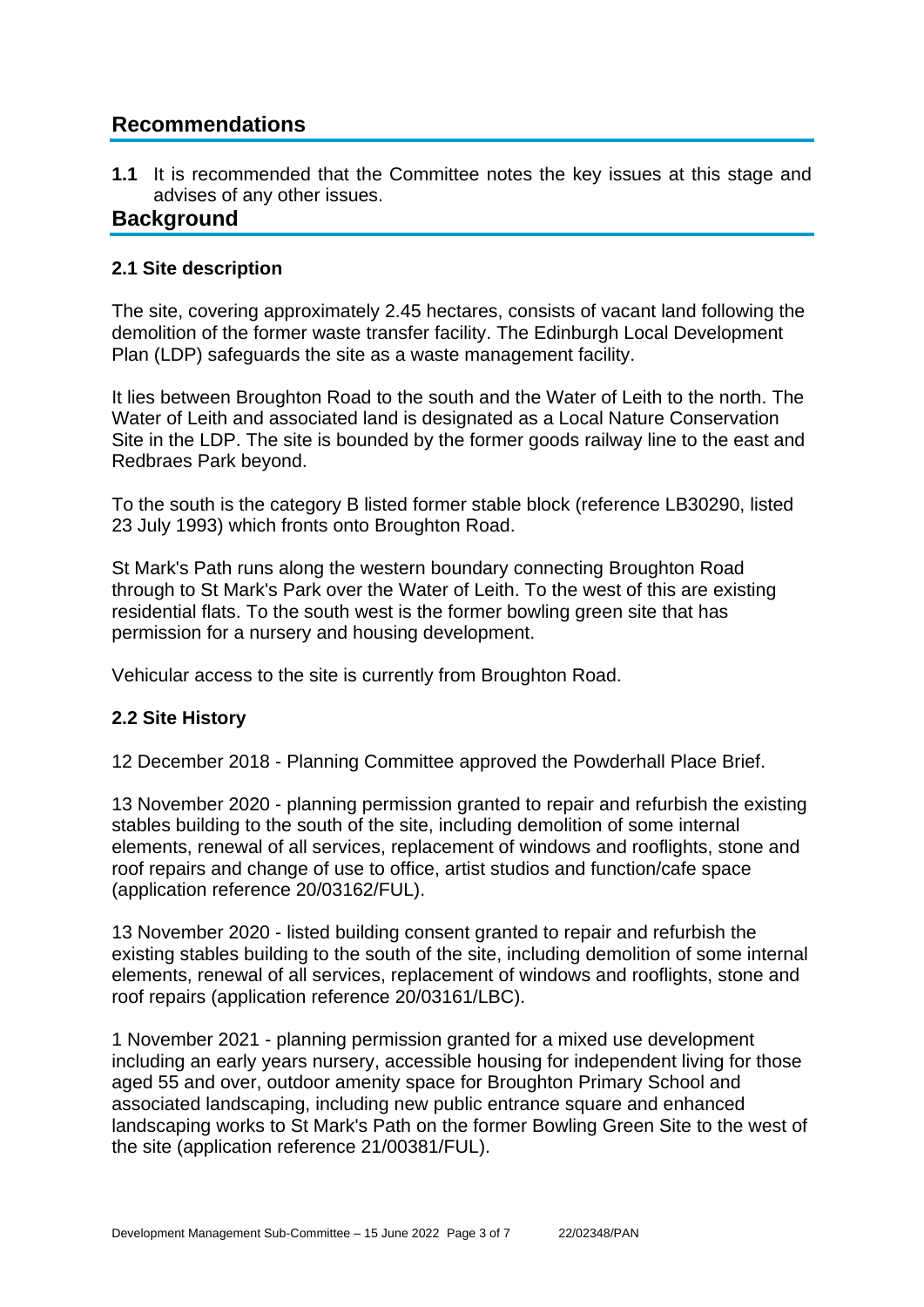## Recommendations

**1.1** It is recommended that the Committee notes the key issues at this stage and advises of any other issues.

## Background

### 2.1 Site description

The site, covering approximately 2.45 hectares, consists of vacant land following the demolition of the former waste transfer facility. The Edinburgh Local Development Plan (LDP) safeguards the site as a waste management facility.

It lies between Broughton Road to the south and the Water of Leith to the north. The Water of Leith and associated land is designated as a Local Nature Conservation Site in the LDP. The site is bounded by the former goods railway line to the east and Redbraes Park beyond.

To the south is the category B listed former stable block (reference LB30290, listed 23 July 1993) which fronts onto Broughton Road.

St Mark's Path runs along the western boundary connecting Broughton Road through to St Mark's Park over the Water of Leith. To the west of this are existing residential flats. To the south west is the former bowling green site that has permission for a nursery and housing development.

Vehicular access to the site is currently from Broughton Road.

### 2.2 Site History

12 December 2018 - Planning Committee approved the Powderhall Place Brief.

13 November 2020 - planning permission granted to repair and refurbish the existing stables building to the south of the site, including demolition of some internal elements, renewal of all services, replacement of windows and rooflights, stone and roof repairs and change of use to office, artist studios and function/cafe space (application reference 20/03162/FUL).

13 November 2020 - listed building consent granted to repair and refurbish the existing stables building to the south of the site, including demolition of some internal elements, renewal of all services, replacement of windows and rooflights, stone and roof repairs (application reference 20/03161/LBC).

1 November 2021 - planning permission granted for a mixed use development including an early years nursery, accessible housing for independent living for those aged 55 and over, outdoor amenity space for Broughton Primary School and associated landscaping, including new public entrance square and enhanced landscaping works to St Mark's Path on the former Bowling Green Site to the west of the site (application reference 21/00381/FUL).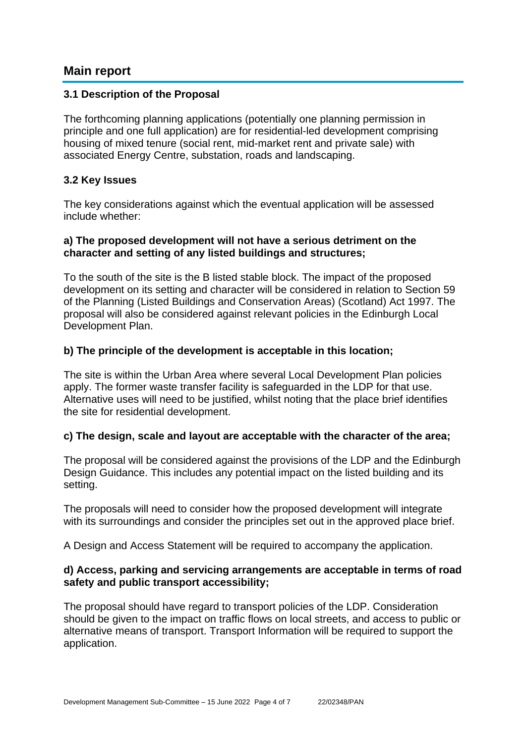## Main report

### 3.1 Description of the Proposal

The forthcoming planning applications (potentially one planning permission in principle and one full application) are for residential-led development comprising housing of mixed tenure (social rent, mid-market rent and private sale) with associated Energy Centre, substation, roads and landscaping.

### 3.2 Key Issues

The key considerations against which the eventual application will be assessed include whether:

**a) The proposed development will not have a serious detriment on the character and setting of any listed buildings and structures;**

To the south of the site is the B listed stable block. The impact of the proposed development on its setting and character will be considered in relation to Section 59 of the Planning (Listed Buildings and Conservation Areas) (Scotland) Act 1997. The proposal will also be considered against relevant policies in the Edinburgh Local Development Plan.

**b) The principle of the development is acceptable in this location;**

The site is within the Urban Area where several Local Development Plan policies apply. The former waste transfer facility is safeguarded in the LDP for that use. Alternative uses will need to be justified, whilst noting that the place brief identifies the site for residential development.

**c) The design, scale and layout are acceptable with the character of the area;**

The proposal will be considered against the provisions of the LDP and the Edinburgh Design Guidance. This includes any potential impact on the listed building and its setting.

The proposals will need to consider how the proposed development will integrate with its surroundings and consider the principles set out in the approved place brief.

A Design and Access Statement will be required to accompany the application.

**d) Access, parking and servicing arrangements are acceptable in terms of road safety and public transport accessibility;**

The proposal should have regard to transport policies of the LDP. Consideration should be given to the impact on traffic flows on local streets, and access to public or alternative means of transport. Transport Information will be required to support the application.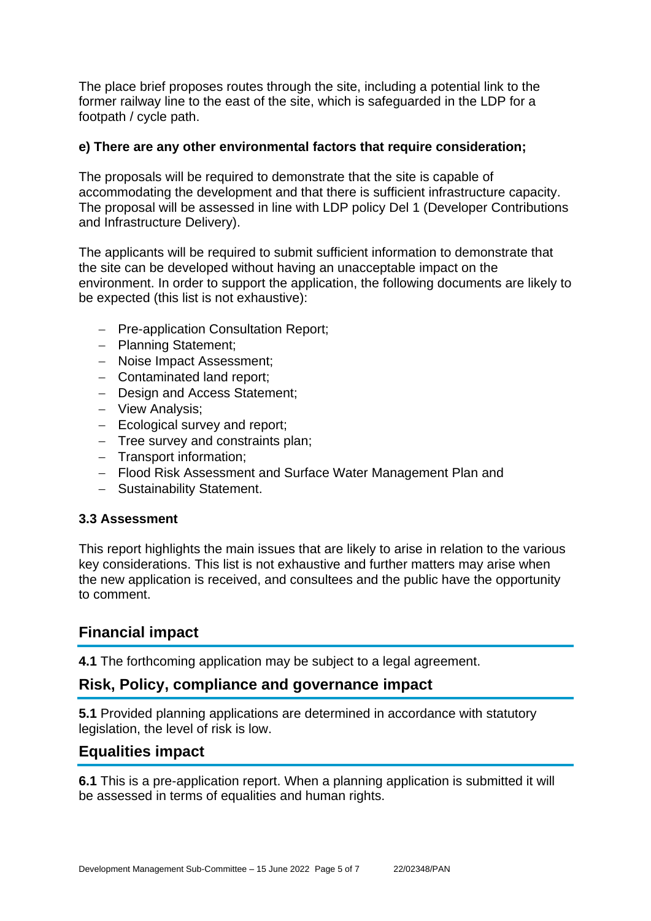The place brief proposes routes through the site, including a potential link to the former railway line to the east of the site, which is safeguarded in the LDP for a footpath / cycle path.

**e) There are any other environmental factors that require consideration;**

The proposals will be required to demonstrate that the site is capable of accommodating the development and that there is sufficient infrastructure capacity. The proposal will be assessed in line with LDP policy Del 1 (Developer Contributions and Infrastructure Delivery).

The applicants will be required to submit sufficient information to demonstrate that the site can be developed without having an unacceptable impact on the environment. In order to support the application, the following documents are likely to be expected (this list is not exhaustive):

- Pre-application Consultation Report;
- Planning Statement;
- Noise Impact Assessment;
- Contaminated land report;
- Design and Access Statement;
- View Analysis;
- Ecological survey and report;
- Tree survey and constraints plan;
- Transport information;
- Flood Risk Assessment and Surface Water Management Plan and
- Sustainability Statement.

**3.3 Assessment**

This report highlights the main issues that are likely to arise in relation to the various key considerations. This list is not exhaustive and further matters may arise when the new application is received, and consultees and the public have the opportunity to comment.

## Financial impact

**4.1** The forthcoming application may be subject to a legal agreement.

## Risk, Policy, compliance and governance impact

**5.1** Provided planning applications are determined in accordance with statutory legislation, the level of risk is low.

## Equalities impact

**6.1** This is a pre-application report. When a planning application is submitted it will be assessed in terms of equalities and human rights.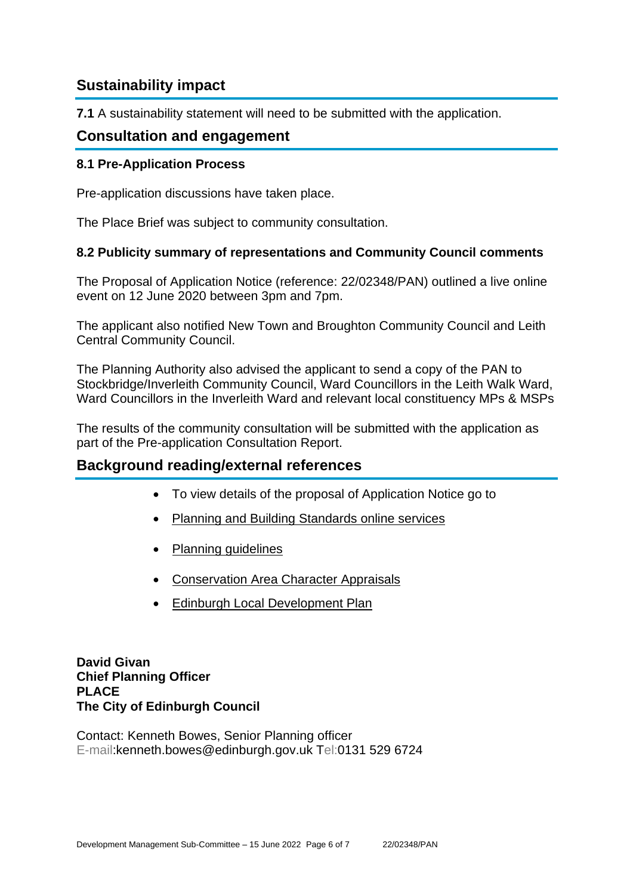## Sustainability impact

**7.1** A sustainability statement will need to be submitted with the application.

## Consultation and engagement

### 8.1 Pre-Application Process

Pre-application discussions have taken place.

The Place Brief was subject to community consultation.

### 8.2 Publicity summary of representations and Community Council comments

The Proposal of Application Notice (reference: 22/02348/PAN) outlined a live online event on 12 June 2020 between 3pm and 7pm.

The applicant also notified New Town and Broughton Community Council and Leith Central Community Council.

The Planning Authority also advised the applicant to send a copy of the PAN to Stockbridge/Inverleith Community Council, Ward Councillors in the Leith Walk Ward, Ward Councillors in the Inverleith Ward and relevant local constituency MPs & MSPs

The results of the community consultation will be submitted with the application as part of the Pre-application Consultation Report.

## Background reading/external references

- To view details of the proposal of Application Notice go to
- Planning and Building Standards online services
- Planning guidelines
- Conservation Area Character Appraisals
- Edinburgh Local Development Plan

**David Givan**
**Chief Planning Officer**
**PLACE**
**The City of Edinburgh Council**

Contact: Kenneth Bowes, Senior Planning officer
E-mail:kenneth.bowes@edinburgh.gov.uk Tel:0131 529 6724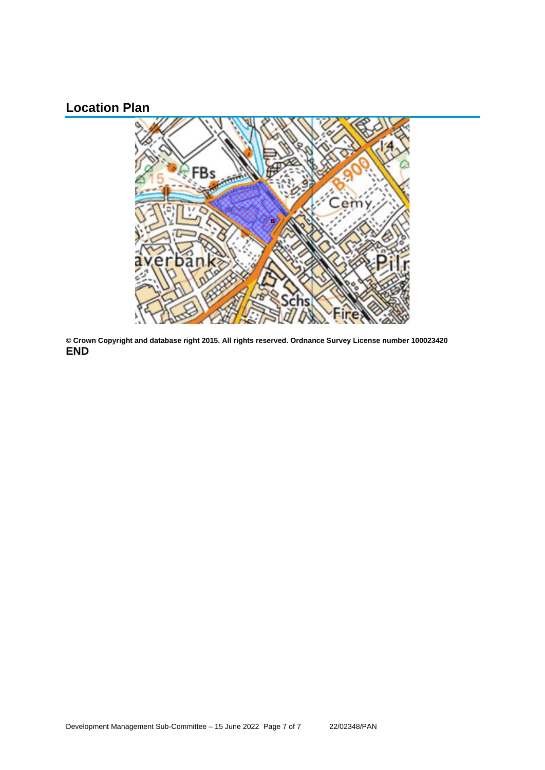## Location Plan

**© Crown Copyright and database right 2015. All rights reserved. Ordnance Survey License number 100023420**

**END**